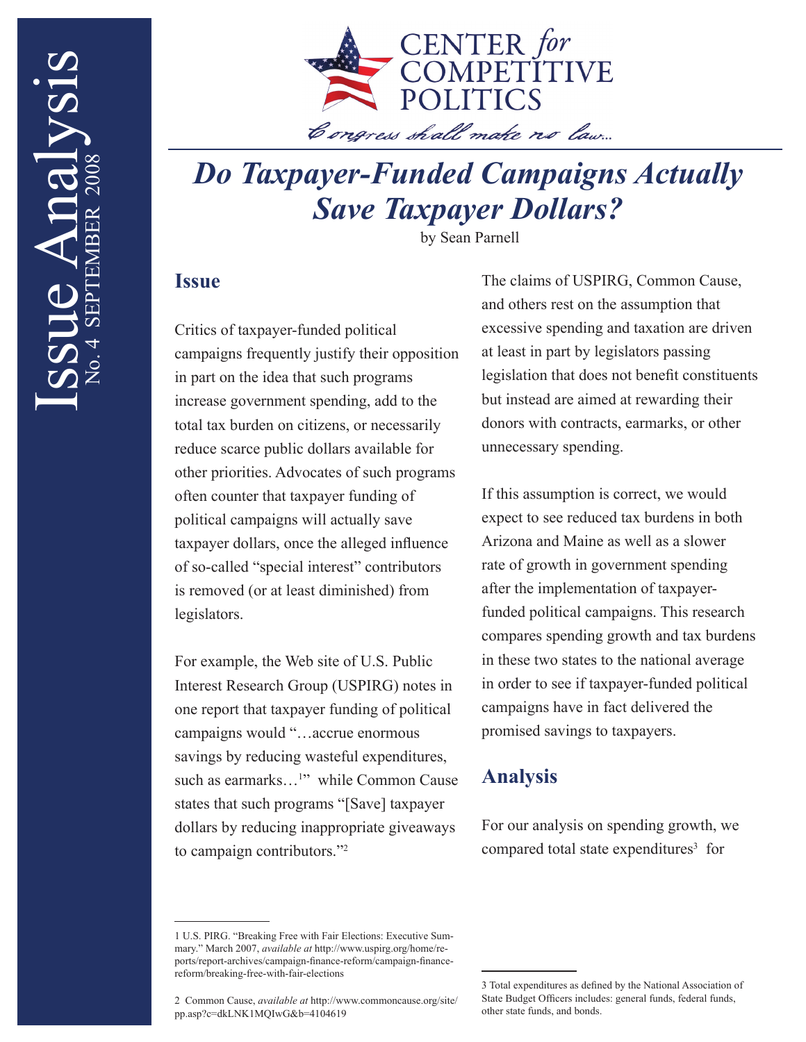Issue Analysis No. 4 SEPTEMBER 2008

CENTER *for* COMPETITIVE POLITICS

*Congress shall make no law...*

# *Do Taxpayer-Funded Campaigns Actually Save Taxpayer Dollars?*

by Sean Parnell

## Issue

Critics of taxpayer-funded political campaigns frequently justify their opposition in part on the idea that such programs increase government spending, add to the total tax burden on citizens, or necessarily reduce scarce public dollars available for other priorities. Advocates of such programs often counter that taxpayer funding of political campaigns will actually save taxpayer dollars, once the alleged influence of so-called "special interest" contributors is removed (or at least diminished) from legislators.

For example, the Web site of U.S. Public Interest Research Group (USPIRG) notes in one report that taxpayer funding of political campaigns would "…accrue enormous savings by reducing wasteful expenditures, such as earmarks…[1]" while Common Cause states that such programs "[Save] taxpayer dollars by reducing inappropriate giveaways to campaign contributors."[2]

The claims of USPIRG, Common Cause, and others rest on the assumption that excessive spending and taxation are driven at least in part by legislators passing legislation that does not benefit constituents but instead are aimed at rewarding their donors with contracts, earmarks, or other unnecessary spending.

If this assumption is correct, we would expect to see reduced tax burdens in both Arizona and Maine as well as a slower rate of growth in government spending after the implementation of taxpayer-funded political campaigns. This research compares spending growth and tax burdens in these two states to the national average in order to see if taxpayer-funded political campaigns have in fact delivered the promised savings to taxpayers.

## Analysis

For our analysis on spending growth, we compared total state expenditures[3] for

---

1 U.S. PIRG. "Breaking Free with Fair Elections: Executive Summary." March 2007, *available at* http://www.uspirg.org/home/reports/report-archives/campaign-finance-reform/campaign-finance-reform/breaking-free-with-fair-elections

2 Common Cause, *available at* http://www.commoncause.org/site/pp.asp?c=dkLNK1MQIwG&b=4104619

3 Total expenditures as defined by the National Association of State Budget Officers includes: general funds, federal funds, other state funds, and bonds.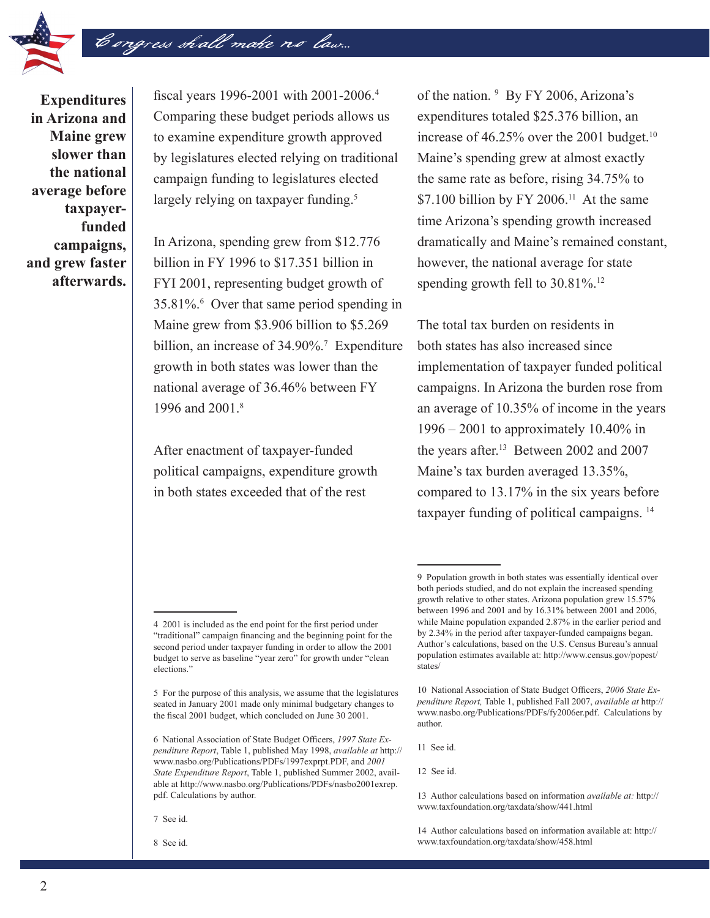**Expenditures in Arizona and Maine grew slower than the national average before taxpayer-funded campaigns, and grew faster afterwards.**

fiscal years 1996-2001 with 2001-2006.[4] Comparing these budget periods allows us to examine expenditure growth approved by legislatures elected relying on traditional campaign funding to legislatures elected largely relying on taxpayer funding.[5]

In Arizona, spending grew from $12.776 billion in FY 1996 to $17.351 billion in FYI 2001, representing budget growth of 35.81%.[6] Over that same period spending in Maine grew from $3.906 billion to $5.269 billion, an increase of 34.90%.[7] Expenditure growth in both states was lower than the national average of 36.46% between FY 1996 and 2001.[8]

After enactment of taxpayer-funded political campaigns, expenditure growth in both states exceeded that of the rest of the nation.[9] By FY 2006, Arizona's expenditures totaled $25.376 billion, an increase of 46.25% over the 2001 budget.[10] Maine's spending grew at almost exactly the same rate as before, rising 34.75% to $7.100 billion by FY 2006.[11] At the same time Arizona's spending growth increased dramatically and Maine's remained constant, however, the national average for state spending growth fell to 30.81%.[12]

The total tax burden on residents in both states has also increased since implementation of taxpayer funded political campaigns. In Arizona the burden rose from an average of 10.35% of income in the years 1996 – 2001 to approximately 10.40% in the years after.[13] Between 2002 and 2007 Maine's tax burden averaged 13.35%, compared to 13.17% in the six years before taxpayer funding of political campaigns.[14]

---

4 2001 is included as the end point for the first period under "traditional" campaign financing and the beginning point for the second period under taxpayer funding in order to allow the 2001 budget to serve as baseline "year zero" for growth under "clean elections."

5 For the purpose of this analysis, we assume that the legislatures seated in January 2001 made only minimal budgetary changes to the fiscal 2001 budget, which concluded on June 30 2001.

6 National Association of State Budget Officers, *1997 State Expenditure Report*, Table 1, published May 1998, *available at* http://www.nasbo.org/Publications/PDFs/1997exprpt.PDF, and *2001 State Expenditure Report*, Table 1, published Summer 2002, available at http://www.nasbo.org/Publications/PDFs/nasbo2001exrep.pdf. Calculations by author.

7 See id.

8 See id.

9 Population growth in both states was essentially identical over both periods studied, and do not explain the increased spending growth relative to other states. Arizona population grew 15.57% between 1996 and 2001 and by 16.31% between 2001 and 2006, while Maine population expanded 2.87% in the earlier period and by 2.34% in the period after taxpayer-funded campaigns began. Author's calculations, based on the U.S. Census Bureau's annual population estimates available at: http://www.census.gov/popest/states/

10 National Association of State Budget Officers, *2006 State Expenditure Report,* Table 1, published Fall 2007, *available at* http://www.nasbo.org/Publications/PDFs/fy2006er.pdf. Calculations by author.

11 See id.

12 See id.

13 Author calculations based on information *available at:* http://www.taxfoundation.org/taxdata/show/441.html

14 Author calculations based on information available at: http://www.taxfoundation.org/taxdata/show/458.html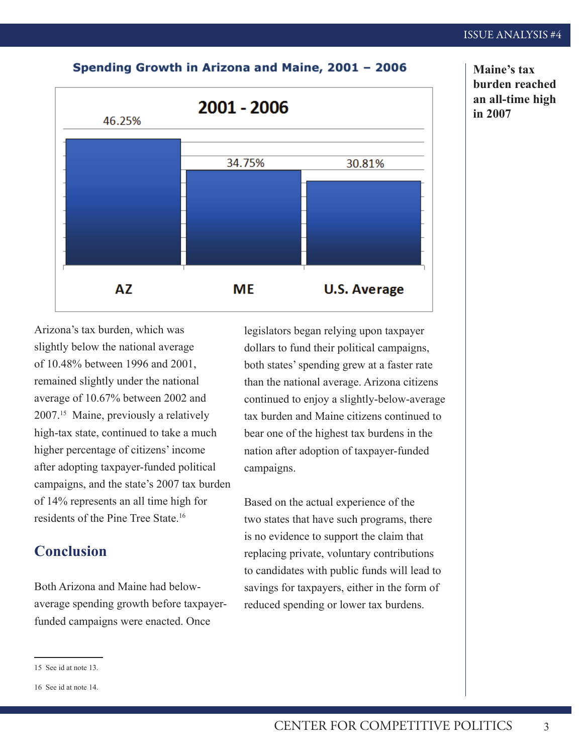**Spending Growth in Arizona and Maine, 2001 – 2006**

| 2001 - 2006 | |
|---|---|
| AZ | 46.25% |
| ME | 34.75% |
| U.S. Average | 30.81% |

**Maine's tax burden reached an all-time high in 2007**

Arizona's tax burden, which was slightly below the national average of 10.48% between 1996 and 2001, remained slightly under the national average of 10.67% between 2002 and 2007.[15] Maine, previously a relatively high-tax state, continued to take a much higher percentage of citizens' income after adopting taxpayer-funded political campaigns, and the state's 2007 tax burden of 14% represents an all time high for residents of the Pine Tree State.[16]

## Conclusion

Both Arizona and Maine had below-average spending growth before taxpayer-funded campaigns were enacted. Once legislators began relying upon taxpayer dollars to fund their political campaigns, both states' spending grew at a faster rate than the national average. Arizona citizens continued to enjoy a slightly-below-average tax burden and Maine citizens continued to bear one of the highest tax burdens in the nation after adoption of taxpayer-funded campaigns.

Based on the actual experience of the two states that have such programs, there is no evidence to support the claim that replacing private, voluntary contributions to candidates with public funds will lead to savings for taxpayers, either in the form of reduced spending or lower tax burdens.

---

15 See id at note 13.

16 See id at note 14.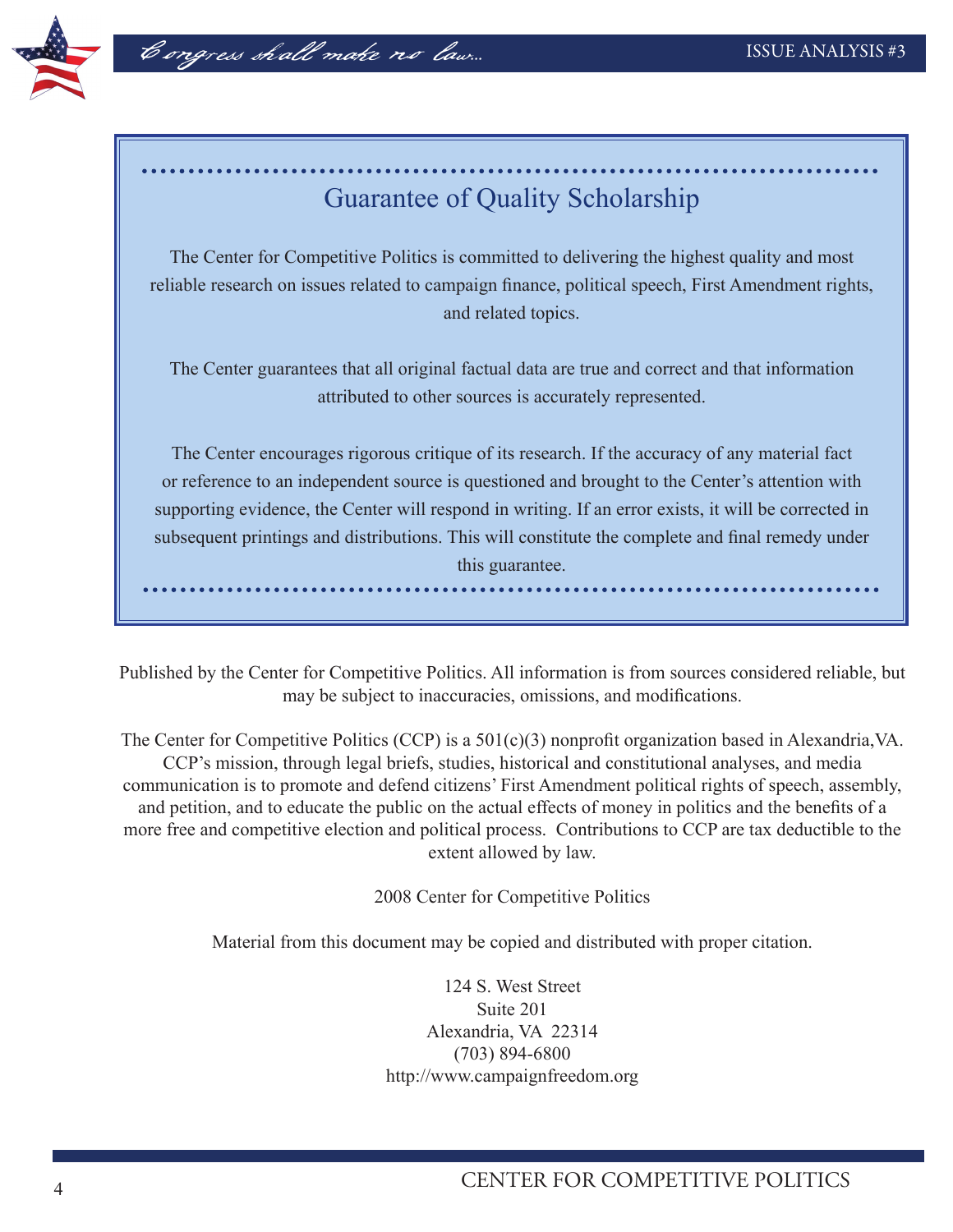## Guarantee of Quality Scholarship

The Center for Competitive Politics is committed to delivering the highest quality and most reliable research on issues related to campaign finance, political speech, First Amendment rights, and related topics.

The Center guarantees that all original factual data are true and correct and that information attributed to other sources is accurately represented.

The Center encourages rigorous critique of its research. If the accuracy of any material fact or reference to an independent source is questioned and brought to the Center's attention with supporting evidence, the Center will respond in writing. If an error exists, it will be corrected in subsequent printings and distributions. This will constitute the complete and final remedy under this guarantee.

Published by the Center for Competitive Politics. All information is from sources considered reliable, but may be subject to inaccuracies, omissions, and modifications.

The Center for Competitive Politics (CCP) is a 501(c)(3) nonprofit organization based in Alexandria,VA. CCP's mission, through legal briefs, studies, historical and constitutional analyses, and media communication is to promote and defend citizens' First Amendment political rights of speech, assembly, and petition, and to educate the public on the actual effects of money in politics and the benefits of a more free and competitive election and political process. Contributions to CCP are tax deductible to the extent allowed by law.

2008 Center for Competitive Politics

Material from this document may be copied and distributed with proper citation.

124 S. West Street
Suite 201
Alexandria, VA 22314
(703) 894-6800
http://www.campaignfreedom.org